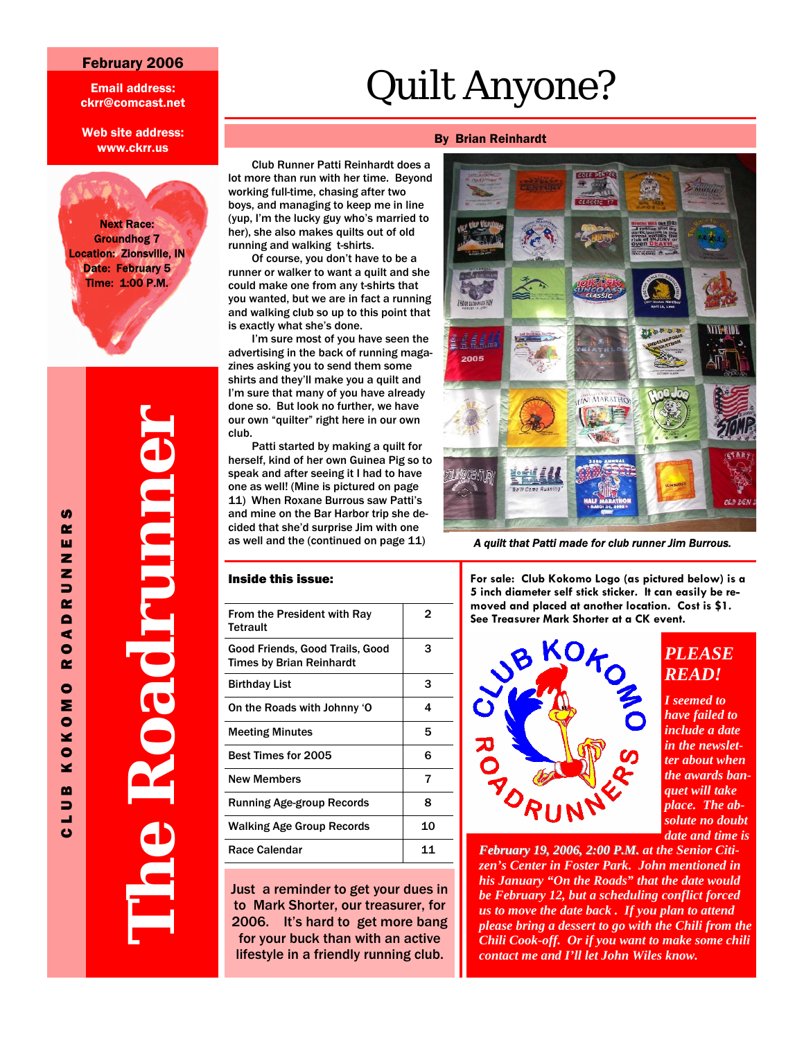**February 2006**

**Email address:** ckrr@comcast.net

**Web site address:** www.ckrr.us

Next Race:
Groundhog 7
Location: Zionsville, IN
Date: February 5
Time: 1:00 P.M.

# The Roadrunner

CLUB KOKOMO ROADRUNNERS

# Quilt Anyone?

**By Brian Reinhardt**

Club Runner Patti Reinhardt does a lot more than run with her time. Beyond working full-time, chasing after two boys, and managing to keep me in line (yup, I'm the lucky guy who's married to her), she also makes quilts out of old running and walking t-shirts.

Of course, you don't have to be a runner or walker to want a quilt and she could make one from any t-shirts that you wanted, but we are in fact a running and walking club so up to this point that is exactly what she's done.

I'm sure most of you have seen the advertising in the back of running magazines asking you to send them some shirts and they'll make you a quilt and I'm sure that many of you have already done so. But look no further, we have our own "quilter" right here in our own club.

Patti started by making a quilt for herself, kind of her own Guinea Pig so to speak and after seeing it I had to have one as well! (Mine is pictured on page 11) When Roxane Burrous saw Patti's and mine on the Bar Harbor trip she decided that she'd surprise Jim with one as well and the (continued on page 11)

*A quilt that Patti made for club runner Jim Burrous.*

**Inside this issue:**

| | |
|---|---|
| From the President with Ray Tetrault | 2 |
| Good Friends, Good Trails, Good Times by Brian Reinhardt | 3 |
| Birthday List | 3 |
| On the Roads with Johnny 'O | 4 |
| Meeting Minutes | 5 |
| Best Times for 2005 | 6 |
| New Members | 7 |
| Running Age-group Records | 8 |
| Walking Age Group Records | 10 |
| Race Calendar | 11 |

Just a reminder to get your dues in to Mark Shorter, our treasurer, for 2006. It's hard to get more bang for your buck than with an active lifestyle in a friendly running club.

**For sale: Club Kokomo Logo (as pictured below) is a 5 inch diameter self stick sticker. It can easily be removed and placed at another location. Cost is $1. See Treasurer Mark Shorter at a CK event.**

CLUB KOKOMO ROADRUNNERS

## *PLEASE READ!*

*I seemed to have failed to include a date in the newsletter about when the awards banquet will take place. The absolute no doubt date and time is **February 19, 2006, 2:00 P.M.** at the Senior Citizen's Center in Foster Park. John mentioned in his January "On the Roads" that the date would be February 12, but a scheduling conflict forced us to move the date back. If you plan to attend please bring a dessert to go with the Chili from the Chili Cook-off. Or if you want to make some chili contact me and I'll let John Wiles know.*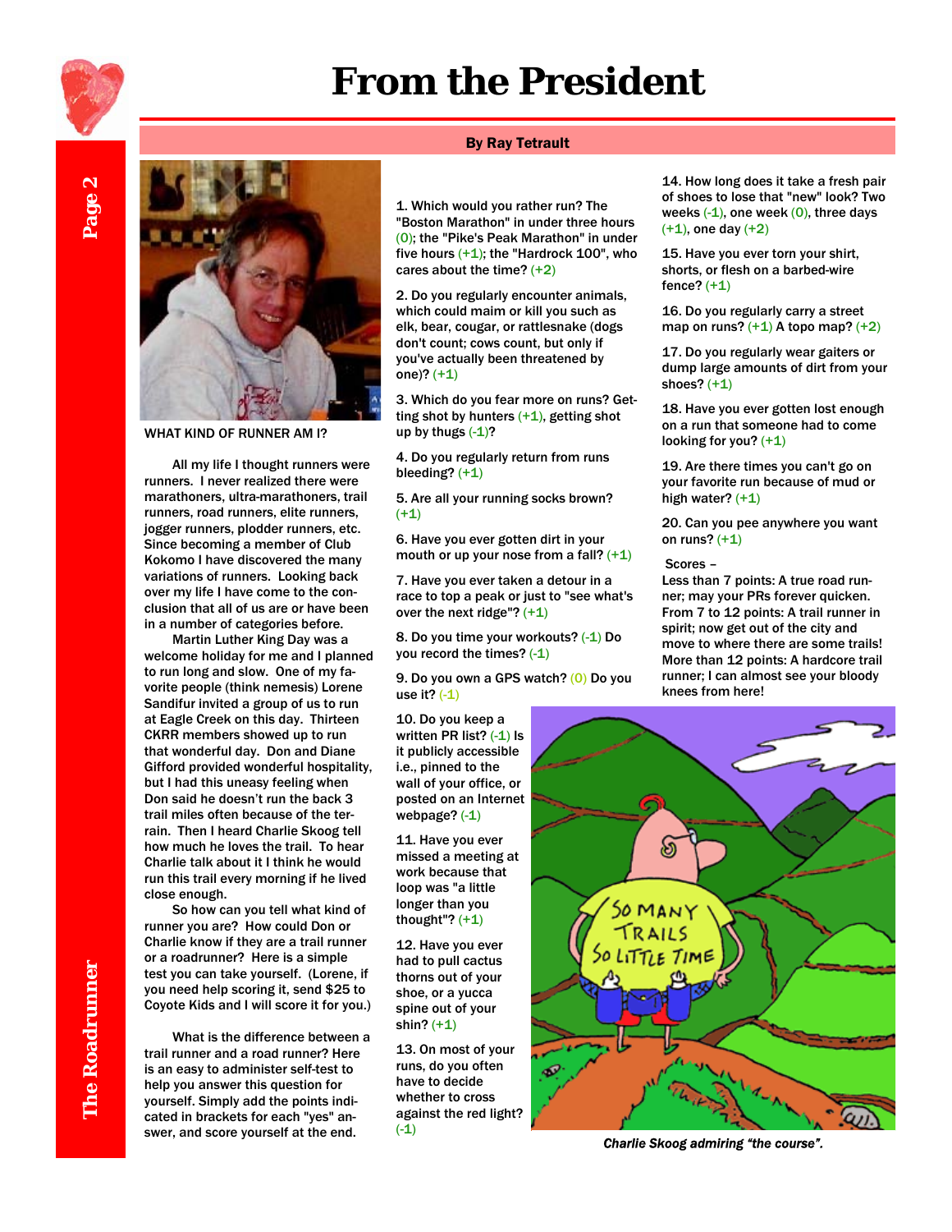# From the President

**By Ray Tetrault**

WHAT KIND OF RUNNER AM I?

All my life I thought runners were runners. I never realized there were marathoners, ultra-marathoners, trail runners, road runners, elite runners, jogger runners, plodder runners, etc. Since becoming a member of Club Kokomo I have discovered the many variations of runners. Looking back over my life I have come to the conclusion that all of us are or have been in a number of categories before.

Martin Luther King Day was a welcome holiday for me and I planned to run long and slow. One of my favorite people (think nemesis) Lorene Sandifur invited a group of us to run at Eagle Creek on this day. Thirteen CKRR members showed up to run that wonderful day. Don and Diane Gifford provided wonderful hospitality, but I had this uneasy feeling when Don said he doesn't run the back 3 trail miles often because of the terrain. Then I heard Charlie Skoog tell how much he loves the trail. To hear Charlie talk about it I think he would run this trail every morning if he lived close enough.

So how can you tell what kind of runner you are? How could Don or Charlie know if they are a trail runner or a roadrunner? Here is a simple test you can take yourself. (Lorene, if you need help scoring it, send $25 to Coyote Kids and I will score it for you.)

What is the difference between a trail runner and a road runner? Here is an easy to administer self-test to help you answer this question for yourself. Simply add the points indicated in brackets for each "yes" answer, and score yourself at the end.

1. Which would you rather run? The "Boston Marathon" in under three hours (0); the "Pike's Peak Marathon" in under five hours (+1); the "Hardrock 100", who cares about the time? (+2)

2. Do you regularly encounter animals, which could maim or kill you such as elk, bear, cougar, or rattlesnake (dogs don't count; cows count, but only if you've actually been threatened by one)? (+1)

3. Which do you fear more on runs? Getting shot by hunters (+1), getting shot up by thugs (-1)?

4. Do you regularly return from runs bleeding? (+1)

5. Are all your running socks brown? (+1)

6. Have you ever gotten dirt in your mouth or up your nose from a fall? (+1)

7. Have you ever taken a detour in a race to top a peak or just to "see what's over the next ridge"? (+1)

8. Do you time your workouts? (-1) Do you record the times? (-1)

9. Do you own a GPS watch? (0) Do you use it? (-1)

10. Do you keep a written PR list? (-1) Is it publicly accessible i.e., pinned to the wall of your office, or posted on an Internet webpage? (-1)

11. Have you ever missed a meeting at work because that loop was "a little longer than you thought"? (+1)

12. Have you ever had to pull cactus thorns out of your shoe, or a yucca spine out of your shin? (+1)

13. On most of your runs, do you often have to decide whether to cross against the red light? (-1)

14. How long does it take a fresh pair of shoes to lose that "new" look? Two weeks (-1), one week (0), three days (+1), one day (+2)

15. Have you ever torn your shirt, shorts, or flesh on a barbed-wire fence? (+1)

16. Do you regularly carry a street map on runs? (+1) A topo map? (+2)

17. Do you regularly wear gaiters or dump large amounts of dirt from your shoes? (+1)

18. Have you ever gotten lost enough on a run that someone had to come looking for you? (+1)

19. Are there times you can't go on your favorite run because of mud or high water? (+1)

20. Can you pee anywhere you want on runs? (+1)

Scores –

Less than 7 points: A true road runner; may your PRs forever quicken.
From 7 to 12 points: A trail runner in spirit; now get out of the city and move to where there are some trails!
More than 12 points: A hardcore trail runner; I can almost see your bloody knees from here!

*Charlie Skoog admiring "the course".*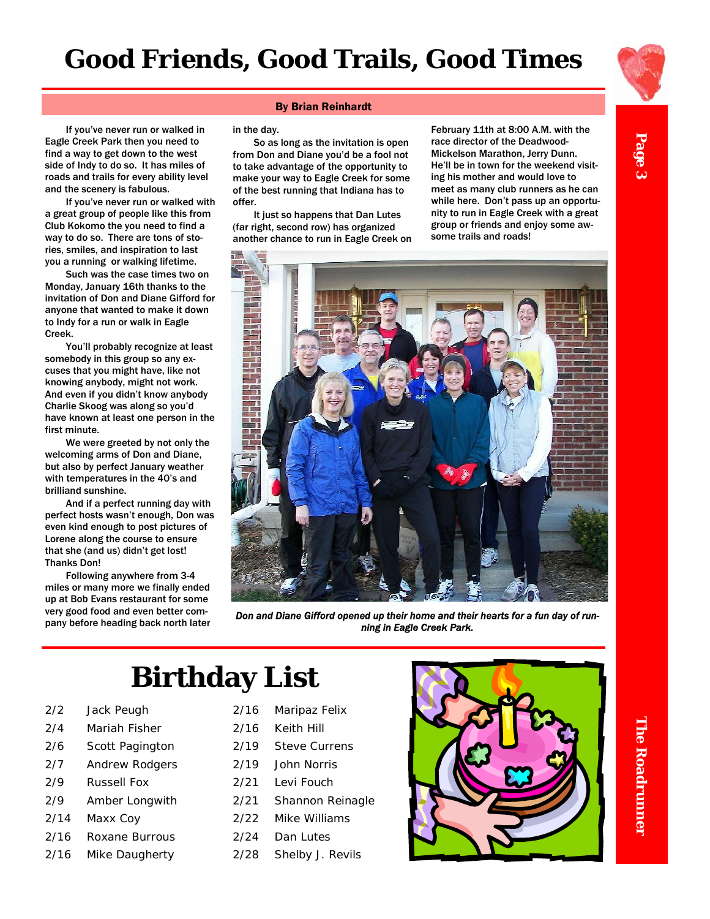# Good Friends, Good Trails, Good Times

**By Brian Reinhardt**

If you've never run or walked in Eagle Creek Park then you need to find a way to get down to the west side of Indy to do so. It has miles of roads and trails for every ability level and the scenery is fabulous.

If you've never run or walked with a great group of people like this from Club Kokomo the you need to find a way to do so. There are tons of stories, smiles, and inspiration to last you a running or walking lifetime.

Such was the case times two on Monday, January 16th thanks to the invitation of Don and Diane Gifford for anyone that wanted to make it down to Indy for a run or walk in Eagle Creek.

You'll probably recognize at least somebody in this group so any excuses that you might have, like not knowing anybody, might not work. And even if you didn't know anybody Charlie Skoog was along so you'd have known at least one person in the first minute.

We were greeted by not only the welcoming arms of Don and Diane, but also by perfect January weather with temperatures in the 40's and brilliand sunshine.

And if a perfect running day with perfect hosts wasn't enough, Don was even kind enough to post pictures of Lorene along the course to ensure that she (and us) didn't get lost! Thanks Don!

Following anywhere from 3-4 miles or many more we finally ended up at Bob Evans restaurant for some very good food and even better company before heading back north later in the day.

So as long as the invitation is open from Don and Diane you'd be a fool not to take advantage of the opportunity to make your way to Eagle Creek for some of the best running that Indiana has to offer.

It just so happens that Dan Lutes (far right, second row) has organized another chance to run in Eagle Creek on February 11th at 8:00 A.M. with the race director of the Deadwood-Mickelson Marathon, Jerry Dunn. He'll be in town for the weekend visiting his mother and would love to meet as many club runners as he can while here. Don't pass up an opportunity to run in Eagle Creek with a great group or friends and enjoy some awsome trails and roads!

*Don and Diane Gifford opened up their home and their hearts for a fun day of running in Eagle Creek Park.*

# Birthday List

| Date | Name |
|---|---|
| 2/2 | Jack Peugh |
| 2/4 | Mariah Fisher |
| 2/6 | Scott Pagington |
| 2/7 | Andrew Rodgers |
| 2/9 | Russell Fox |
| 2/9 | Amber Longwith |
| 2/14 | Maxx Coy |
| 2/16 | Roxane Burrous |
| 2/16 | Mike Daugherty |
| 2/16 | Maripaz Felix |
| 2/16 | Keith Hill |
| 2/19 | Steve Currens |
| 2/19 | John Norris |
| 2/21 | Levi Fouch |
| 2/21 | Shannon Reinagle |
| 2/22 | Mike Williams |
| 2/24 | Dan Lutes |
| 2/28 | Shelby J. Revils |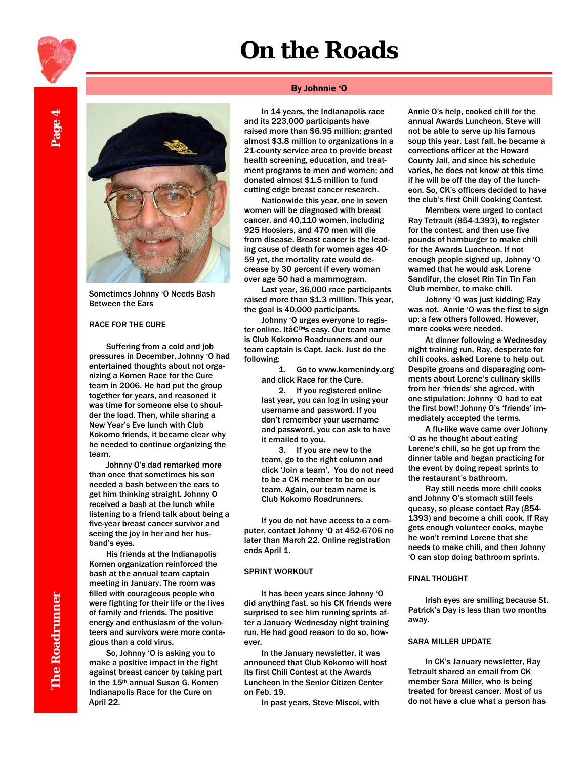# On the Roads

**By Johnnie 'O**

Sometimes Johnny 'O Needs Bash Between the Ears

## RACE FOR THE CURE

Suffering from a cold and job pressures in December, Johnny 'O had entertained thoughts about not organizing a Komen Race for the Cure team in 2006. He had put the group together for years, and reasoned it was time for someone else to shoulder the load. Then, while sharing a New Year's Eve lunch with Club Kokomo friends, it became clear why he needed to continue organizing the team.

Johnny O's dad remarked more than once that sometimes his son needed a bash between the ears to get him thinking straight. Johnny O received a bash at the lunch while listening to a friend talk about being a five-year breast cancer survivor and seeing the joy in her and her husband's eyes.

His friends at the Indianapolis Komen organization reinforced the bash at the annual team captain meeting in January. The room was filled with courageous people who were fighting for their life or the lives of family and friends. The positive energy and enthusiasm of the volunteers and survivors were more contagious than a cold virus.

So, Johnny 'O is asking you to make a positive impact in the fight against breast cancer by taking part in the 15th annual Susan G. Komen Indianapolis Race for the Cure on April 22.

In 14 years, the Indianapolis race and its 223,000 participants have raised more than $6.95 million; granted almost $3.8 million to organizations in a 21-county service area to provide breast health screening, education, and treatment programs to men and women; and donated almost $1.5 million to fund cutting edge breast cancer research.

Nationwide this year, one in seven women will be diagnosed with breast cancer, and 40,110 women, including 925 Hoosiers, and 470 men will die from disease. Breast cancer is the leading cause of death for women ages 40-59 yet, the mortality rate would decrease by 30 percent if every woman over age 50 had a mammogram.

Last year, 36,000 race participants raised more than $1.3 million. This year, the goal is 40,000 participants.

Johnny 'O urges everyone to register online. Itâ€™s easy. Our team name is Club Kokomo Roadrunners and our team captain is Capt. Jack. Just do the following:

1. Go to www.komenindy.org and click Race for the Cure.
2. If you registered online last year, you can log in using your username and password. If you don't remember your username and password, you can ask to have it emailed to you.
3. If you are new to the team, go to the right column and click 'Join a team'. You do not need to be a CK member to be on our team. Again, our team name is Club Kokomo Roadrunners.

If you do not have access to a computer, contact Johnny 'O at 452-6706 no later than March 22. Online registration ends April 1.

## SPRINT WORKOUT

It has been years since Johnny 'O did anything fast, so his CK friends were surprised to see him running sprints after a January Wednesday night training run. He had good reason to do so, however.

In the January newsletter, it was announced that Club Kokomo will host its first Chili Contest at the Awards Luncheon in the Senior Citizen Center on Feb. 19.

In past years, Steve Miscoi, with Annie O's help, cooked chili for the annual Awards Luncheon. Steve will not be able to serve up his famous soup this year. Last fall, he became a corrections officer at the Howard County Jail, and since his schedule varies, he does not know at this time if he will be off the day of the luncheon. So, CK's officers decided to have the club's first Chili Cooking Contest.

Members were urged to contact Ray Tetrault (854-1393), to register for the contest, and then use five pounds of hamburger to make chili for the Awards Luncheon. If not enough people signed up, Johnny 'O warned that he would ask Lorene Sandifur, the closet Rin Tin Tin Fan Club member, to make chili.

Johnny 'O was just kidding; Ray was not. Annie 'O was the first to sign up; a few others followed. However, more cooks were needed.

At dinner following a Wednesday night training run, Ray, desperate for chili cooks, asked Lorene to help out. Despite groans and disparaging comments about Lorene's culinary skills from her 'friends' she agreed, with one stipulation: Johnny 'O had to eat the first bowl! Johnny O's 'friends' immediately accepted the terms.

A flu-like wave came over Johnny 'O as he thought about eating Lorene's chili, so he got up from the dinner table and began practicing for the event by doing repeat sprints to the restaurant's bathroom.

Ray still needs more chili cooks and Johnny O's stomach still feels queasy, so please contact Ray (854-1393) and become a chili cook. If Ray gets enough volunteer cooks, maybe he won't remind Lorene that she needs to make chili, and then Johnny 'O can stop doing bathroom sprints.

## FINAL THOUGHT

Irish eyes are smiling because St. Patrick's Day is less than two months away.

## SARA MILLER UPDATE

In CK's January newsletter, Ray Tetrault shared an email from CK member Sara Miller, who is being treated for breast cancer. Most of us do not have a clue what a person has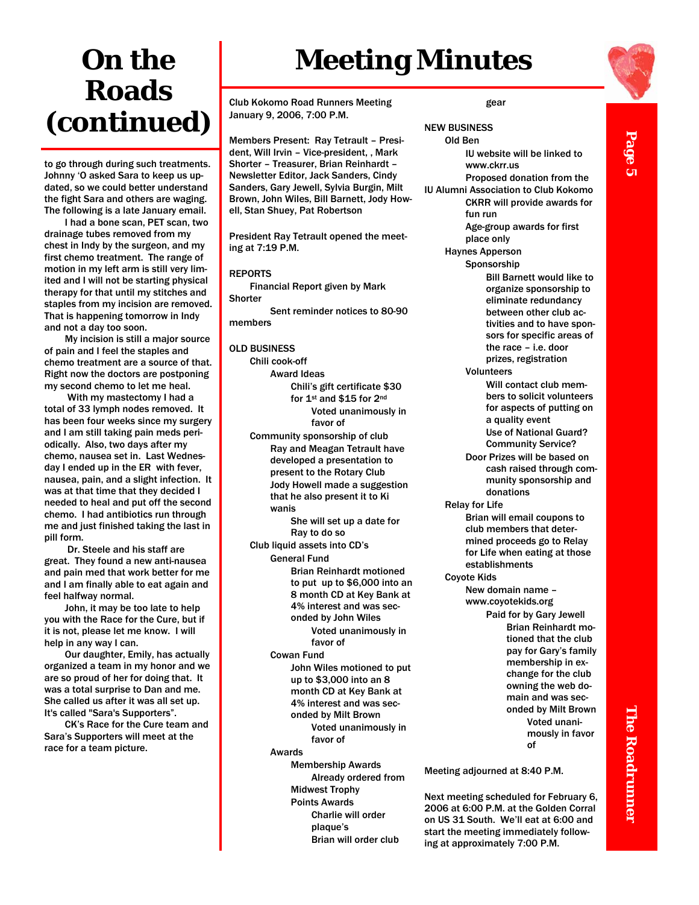# On the Roads (continued)

to go through during such treatments. Johnny 'O asked Sara to keep us updated, so we could better understand the fight Sara and others are waging. The following is a late January email.

I had a bone scan, PET scan, two drainage tubes removed from my chest in Indy by the surgeon, and my first chemo treatment. The range of motion in my left arm is still very limited and I will not be starting physical therapy for that until my stitches and staples from my incision are removed. That is happening tomorrow in Indy and not a day too soon.

My incision is still a major source of pain and I feel the staples and chemo treatment are a source of that. Right now the doctors are postponing my second chemo to let me heal.

With my mastectomy I had a total of 33 lymph nodes removed. It has been four weeks since my surgery and I am still taking pain meds periodically. Also, two days after my chemo, nausea set in. Last Wednesday I ended up in the ER with fever, nausea, pain, and a slight infection. It was at that time that they decided I needed to heal and put off the second chemo. I had antibiotics run through me and just finished taking the last in pill form.

Dr. Steele and his staff are great. They found a new anti-nausea and pain med that work better for me and I am finally able to eat again and feel halfway normal.

John, it may be too late to help you with the Race for the Cure, but if it is not, please let me know. I will help in any way I can.

Our daughter, Emily, has actually organized a team in my honor and we are so proud of her for doing that. It was a total surprise to Dan and me. She called us after it was all set up. It's called "Sara's Supporters".

CK's Race for the Cure team and Sara's Supporters will meet at the race for a team picture.

# Meeting Minutes

Club Kokomo Road Runners Meeting
January 9, 2006, 7:00 P.M.

Members Present: Ray Tetrault – President, Will Irvin – Vice-president, , Mark Shorter – Treasurer, Brian Reinhardt – Newsletter Editor, Jack Sanders, Cindy Sanders, Gary Jewell, Sylvia Burgin, Milt Brown, John Wiles, Bill Barnett, Jody Howell, Stan Shuey, Pat Robertson

President Ray Tetrault opened the meeting at 7:19 P.M.

REPORTS

- Financial Report given by Mark Shorter
  - Sent reminder notices to 80-90 members

OLD BUSINESS

- Chili cook-off
  - Award Ideas
    - Chili's gift certificate $30 for 1st and $15 for 2nd
      - Voted unanimously in favor of
- Community sponsorship of club
  - Ray and Meagan Tetrault have developed a presentation to present to the Rotary Club
  - Jody Howell made a suggestion that he also present it to Ki wanis
    - She will set up a date for Ray to do so
- Club liquid assets into CD's
  - General Fund
    - Brian Reinhardt motioned to put up to $6,000 into an 8 month CD at Key Bank at 4% interest and was seconded by John Wiles
      - Voted unanimously in favor of
  - Cowan Fund
    - John Wiles motioned to put up to $3,000 into an 8 month CD at Key Bank at 4% interest and was seconded by Milt Brown
      - Voted unanimously in favor of
  - Awards
    - Membership Awards
      - Already ordered from Midwest Trophy
    - Points Awards
      - Charlie will order plaque's
      - Brian will order club gear

NEW BUSINESS

- Old Ben
  - IU website will be linked to www.ckrr.us
  - Proposed donation from the IU Alumni Association to Club Kokomo
  - CKRR will provide awards for fun run
  - Age-group awards for first place only
- Haynes Apperson
  - Sponsorship
    - Bill Barnett would like to organize sponsorship to eliminate redundancy between other club activities and to have sponsors for specific areas of the race – i.e. door prizes, registration
  - Volunteers
    - Will contact club members to solicit volunteers for aspects of putting on a quality event
    - Use of National Guard? Community Service?
  - Door Prizes will be based on cash raised through community sponsorship and donations
- Relay for Life
  - Brian will email coupons to club members that determined proceeds go to Relay for Life when eating at those establishments
- Coyote Kids
  - New domain name – www.coyotekids.org
    - Paid for by Gary Jewell
      - Brian Reinhardt motioned that the club pay for Gary's family membership in exchange for the club owning the web domain and was seconded by Milt Brown
        - Voted unanimously in favor of

Meeting adjourned at 8:40 P.M.

Next meeting scheduled for February 6, 2006 at 6:00 P.M. at the Golden Corral on US 31 South. We'll eat at 6:00 and start the meeting immediately following at approximately 7:00 P.M.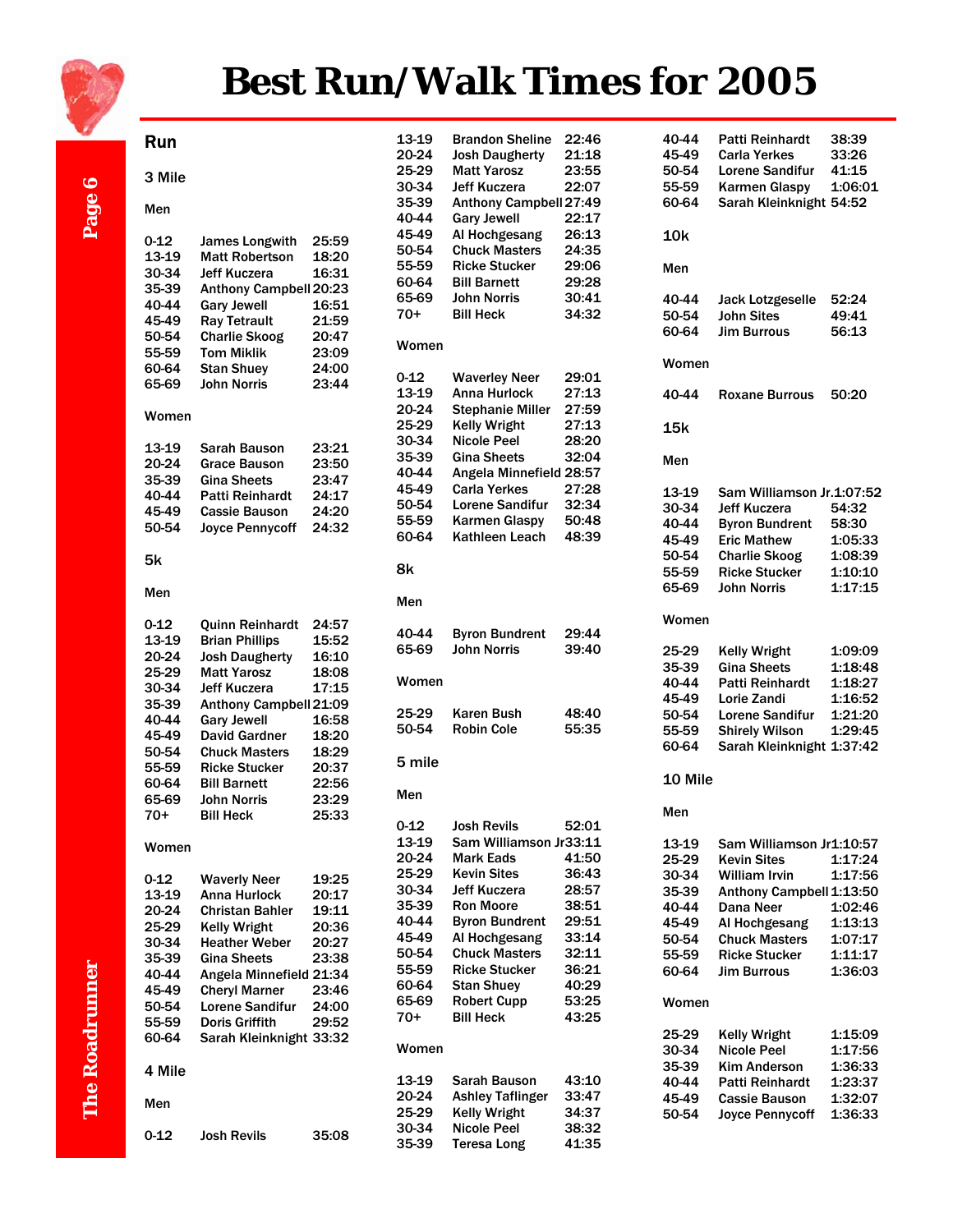# Best Run/Walk Times for 2005

## Run

### 3 Mile

**Men**

| Age | Name | Time |
|---|---|---|
| 0-12 | James Longwith | 25:59 |
| 13-19 | Matt Robertson | 18:20 |
| 30-34 | Jeff Kuczera | 16:31 |
| 35-39 | Anthony Campbell | 20:23 |
| 40-44 | Gary Jewell | 16:51 |
| 45-49 | Ray Tetrault | 21:59 |
| 50-54 | Charlie Skoog | 20:47 |
| 55-59 | Tom Miklik | 23:09 |
| 60-64 | Stan Shuey | 24:00 |
| 65-69 | John Norris | 23:44 |

**Women**

| Age | Name | Time |
|---|---|---|
| 13-19 | Sarah Bauson | 23:21 |
| 20-24 | Grace Bauson | 23:50 |
| 35-39 | Gina Sheets | 23:47 |
| 40-44 | Patti Reinhardt | 24:17 |
| 45-49 | Cassie Bauson | 24:20 |
| 50-54 | Joyce Pennycoff | 24:32 |

### 5k

**Men**

| Age | Name | Time |
|---|---|---|
| 0-12 | Quinn Reinhardt | 24:57 |
| 13-19 | Brian Phillips | 15:52 |
| 20-24 | Josh Daugherty | 16:10 |
| 25-29 | Matt Yarosz | 18:08 |
| 30-34 | Jeff Kuczera | 17:15 |
| 35-39 | Anthony Campbell | 21:09 |
| 40-44 | Gary Jewell | 16:58 |
| 45-49 | David Gardner | 18:20 |
| 50-54 | Chuck Masters | 18:29 |
| 55-59 | Ricke Stucker | 20:37 |
| 60-64 | Bill Barnett | 22:56 |
| 65-69 | John Norris | 23:29 |
| 70+ | Bill Heck | 25:33 |

**Women**

| Age | Name | Time |
|---|---|---|
| 0-12 | Waverly Neer | 19:25 |
| 13-19 | Anna Hurlock | 20:17 |
| 20-24 | Christan Bahler | 19:11 |
| 25-29 | Kelly Wright | 20:36 |
| 30-34 | Heather Weber | 20:27 |
| 35-39 | Gina Sheets | 23:38 |
| 40-44 | Angela Minnefield | 21:34 |
| 45-49 | Cheryl Marner | 23:46 |
| 50-54 | Lorene Sandifur | 24:00 |
| 55-59 | Doris Griffith | 29:52 |
| 60-64 | Sarah Kleinknight | 33:32 |

### 4 Mile

**Men**

| Age | Name | Time |
|---|---|---|
| 0-12 | Josh Revils | 35:08 |
| 13-19 | Brandon Sheline | 22:46 |
| 20-24 | Josh Daugherty | 21:18 |
| 25-29 | Matt Yarosz | 23:55 |
| 30-34 | Jeff Kuczera | 22:07 |
| 35-39 | Anthony Campbell | 27:49 |
| 40-44 | Gary Jewell | 22:17 |
| 45-49 | Al Hochgesang | 26:13 |
| 50-54 | Chuck Masters | 24:35 |
| 55-59 | Ricke Stucker | 29:06 |
| 60-64 | Bill Barnett | 29:28 |
| 65-69 | John Norris | 30:41 |
| 70+ | Bill Heck | 34:32 |

**Women**

| Age | Name | Time |
|---|---|---|
| 0-12 | Waverley Neer | 29:01 |
| 13-19 | Anna Hurlock | 27:13 |
| 20-24 | Stephanie Miller | 27:59 |
| 25-29 | Kelly Wright | 27:13 |
| 30-34 | Nicole Peel | 28:20 |
| 35-39 | Gina Sheets | 32:04 |
| 40-44 | Angela Minnefield | 28:57 |
| 45-49 | Carla Yerkes | 27:28 |
| 50-54 | Lorene Sandifur | 32:34 |
| 55-59 | Karmen Glaspy | 50:48 |
| 60-64 | Kathleen Leach | 48:39 |

### 8k

**Men**

| Age | Name | Time |
|---|---|---|
| 40-44 | Byron Bundrent | 29:44 |
| 65-69 | John Norris | 39:40 |

**Women**

| Age | Name | Time |
|---|---|---|
| 25-29 | Karen Bush | 48:40 |
| 50-54 | Robin Cole | 55:35 |

### 5 mile

**Men**

| Age | Name | Time |
|---|---|---|
| 0-12 | Josh Revils | 52:01 |
| 13-19 | Sam Williamson Jr | 33:11 |
| 20-24 | Mark Eads | 41:50 |
| 25-29 | Kevin Sites | 36:43 |
| 30-34 | Jeff Kuczera | 28:57 |
| 35-39 | Ron Moore | 38:51 |
| 40-44 | Byron Bundrent | 29:51 |
| 45-49 | Al Hochgesang | 33:14 |
| 50-54 | Chuck Masters | 32:11 |
| 55-59 | Ricke Stucker | 36:21 |
| 60-64 | Stan Shuey | 40:29 |
| 65-69 | Robert Cupp | 53:25 |
| 70+ | Bill Heck | 43:25 |

**Women**

| Age | Name | Time |
|---|---|---|
| 13-19 | Sarah Bauson | 43:10 |
| 20-24 | Ashley Taflinger | 33:47 |
| 25-29 | Kelly Wright | 34:37 |
| 30-34 | Nicole Peel | 38:32 |
| 35-39 | Teresa Long | 41:35 |
| 40-44 | Patti Reinhardt | 38:39 |
| 45-49 | Carla Yerkes | 33:26 |
| 50-54 | Lorene Sandifur | 41:15 |
| 55-59 | Karmen Glaspy | 1:06:01 |
| 60-64 | Sarah Kleinknight | 54:52 |

### 10k

**Men**

| Age | Name | Time |
|---|---|---|
| 40-44 | Jack Lotzgeselle | 52:24 |
| 50-54 | John Sites | 49:41 |
| 60-64 | Jim Burrous | 56:13 |

**Women**

| Age | Name | Time |
|---|---|---|
| 40-44 | Roxane Burrous | 50:20 |

### 15k

**Men**

| Age | Name | Time |
|---|---|---|
| 13-19 | Sam Williamson Jr. | 1:07:52 |
| 30-34 | Jeff Kuczera | 54:32 |
| 40-44 | Byron Bundrent | 58:30 |
| 45-49 | Eric Mathew | 1:05:33 |
| 50-54 | Charlie Skoog | 1:08:39 |
| 55-59 | Ricke Stucker | 1:10:10 |
| 65-69 | John Norris | 1:17:15 |

**Women**

| Age | Name | Time |
|---|---|---|
| 25-29 | Kelly Wright | 1:09:09 |
| 35-39 | Gina Sheets | 1:18:48 |
| 40-44 | Patti Reinhardt | 1:18:27 |
| 45-49 | Lorie Zandi | 1:16:52 |
| 50-54 | Lorene Sandifur | 1:21:20 |
| 55-59 | Shirely Wilson | 1:29:45 |
| 60-64 | Sarah Kleinknight | 1:37:42 |

### 10 Mile

**Men**

| Age | Name | Time |
|---|---|---|
| 13-19 | Sam Williamson Jr | 1:10:57 |
| 25-29 | Kevin Sites | 1:17:24 |
| 30-34 | William Irvin | 1:17:56 |
| 35-39 | Anthony Campbell | 1:13:50 |
| 40-44 | Dana Neer | 1:02:46 |
| 45-49 | Al Hochgesang | 1:13:13 |
| 50-54 | Chuck Masters | 1:07:17 |
| 55-59 | Ricke Stucker | 1:11:17 |
| 60-64 | Jim Burrous | 1:36:03 |

**Women**

| Age | Name | Time |
|---|---|---|
| 25-29 | Kelly Wright | 1:15:09 |
| 30-34 | Nicole Peel | 1:17:56 |
| 35-39 | Kim Anderson | 1:36:33 |
| 40-44 | Patti Reinhardt | 1:23:37 |
| 45-49 | Cassie Bauson | 1:32:07 |
| 50-54 | Joyce Pennycoff | 1:36:33 |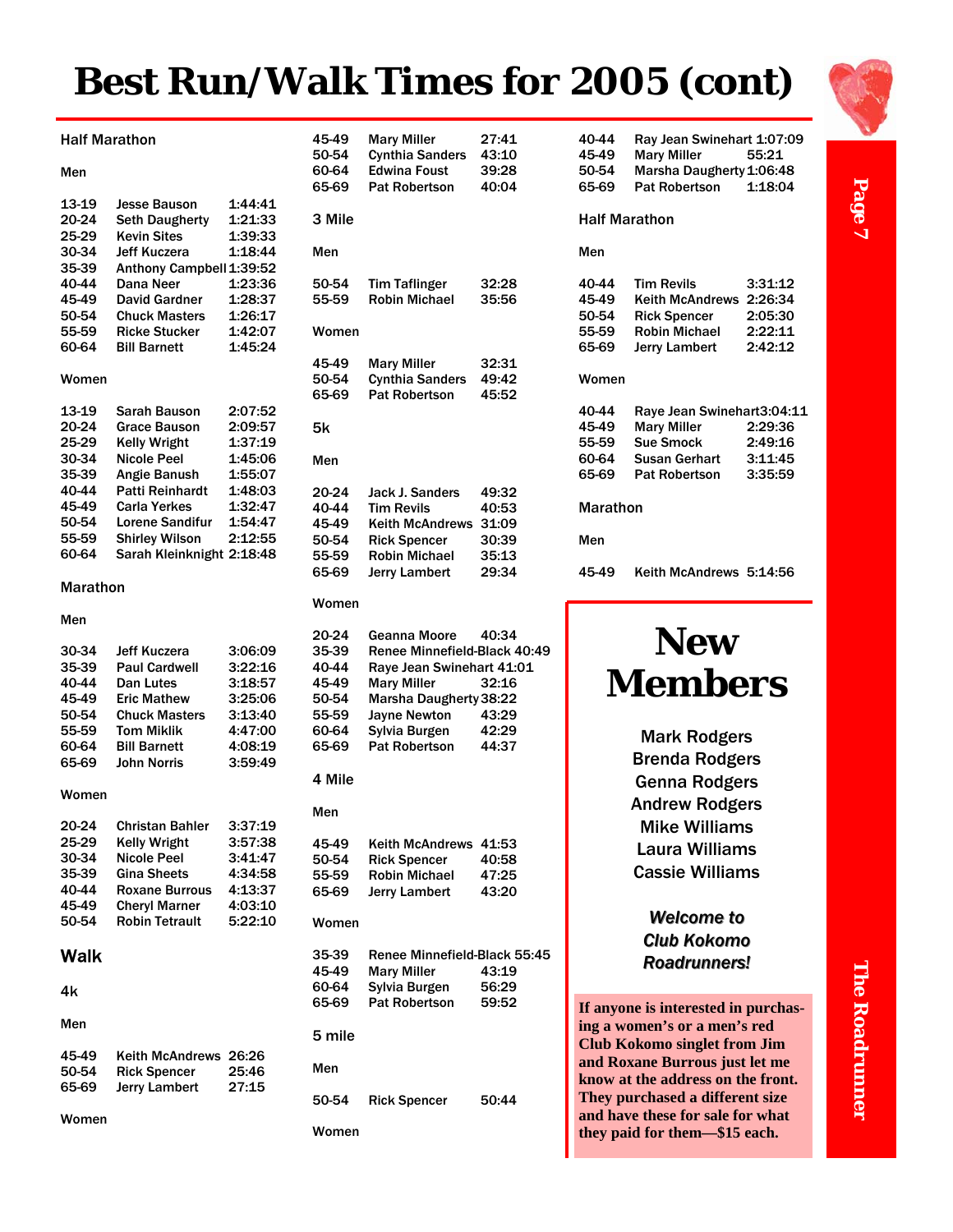# Best Run/Walk Times for 2005 (cont)

### Half Marathon

**Men**

| | | |
|---|---|---|
| 13-19 | Jesse Bauson | 1:44:41 |
| 20-24 | Seth Daugherty | 1:21:33 |
| 25-29 | Kevin Sites | 1:39:33 |
| 30-34 | Jeff Kuczera | 1:18:44 |
| 35-39 | Anthony Campbell | 1:39:52 |
| 40-44 | Dana Neer | 1:23:36 |
| 45-49 | David Gardner | 1:28:37 |
| 50-54 | Chuck Masters | 1:26:17 |
| 55-59 | Ricke Stucker | 1:42:07 |
| 60-64 | Bill Barnett | 1:45:24 |

**Women**

| | | |
|---|---|---|
| 13-19 | Sarah Bauson | 2:07:52 |
| 20-24 | Grace Bauson | 2:09:57 |
| 25-29 | Kelly Wright | 1:37:19 |
| 30-34 | Nicole Peel | 1:45:06 |
| 35-39 | Angie Banush | 1:55:07 |
| 40-44 | Patti Reinhardt | 1:48:03 |
| 45-49 | Carla Yerkes | 1:32:47 |
| 50-54 | Lorene Sandifur | 1:54:47 |
| 55-59 | Shirley Wilson | 2:12:55 |
| 60-64 | Sarah Kleinknight | 2:18:48 |

### Marathon

**Men**

| | | |
|---|---|---|
| 30-34 | Jeff Kuczera | 3:06:09 |
| 35-39 | Paul Cardwell | 3:22:16 |
| 40-44 | Dan Lutes | 3:18:57 |
| 45-49 | Eric Mathew | 3:25:06 |
| 50-54 | Chuck Masters | 3:13:40 |
| 55-59 | Tom Miklik | 4:47:00 |
| 60-64 | Bill Barnett | 4:08:19 |
| 65-69 | John Norris | 3:59:49 |

**Women**

| | | |
|---|---|---|
| 20-24 | Christan Bahler | 3:37:19 |
| 25-29 | Kelly Wright | 3:57:38 |
| 30-34 | Nicole Peel | 3:41:47 |
| 35-39 | Gina Sheets | 4:34:58 |
| 40-44 | Roxane Burrous | 4:13:37 |
| 45-49 | Cheryl Marner | 4:03:10 |
| 50-54 | Robin Tetrault | 5:22:10 |

## Walk

### 4k

**Men**

| | | |
|---|---|---|
| 45-49 | Keith McAndrews | 26:26 |
| 50-54 | Rick Spencer | 25:46 |
| 65-69 | Jerry Lambert | 27:15 |

**Women**

| | | |
|---|---|---|
| 45-49 | Mary Miller | 27:41 |
| 50-54 | Cynthia Sanders | 43:10 |
| 60-64 | Edwina Foust | 39:28 |
| 65-69 | Pat Robertson | 40:04 |

### 3 Mile

**Men**

| | | |
|---|---|---|
| 50-54 | Tim Taflinger | 32:28 |
| 55-59 | Robin Michael | 35:56 |

**Women**

| | | |
|---|---|---|
| 45-49 | Mary Miller | 32:31 |
| 50-54 | Cynthia Sanders | 49:42 |
| 65-69 | Pat Robertson | 45:52 |

### 5k

**Men**

| | | |
|---|---|---|
| 20-24 | Jack J. Sanders | 49:32 |
| 40-44 | Tim Revils | 40:53 |
| 45-49 | Keith McAndrews | 31:09 |
| 50-54 | Rick Spencer | 30:39 |
| 55-59 | Robin Michael | 35:13 |
| 65-69 | Jerry Lambert | 29:34 |

**Women**

| | | |
|---|---|---|
| 20-24 | Geanna Moore | 40:34 |
| 35-39 | Renee Minnefield-Black | 40:49 |
| 40-44 | Raye Jean Swinehart | 41:01 |
| 45-49 | Mary Miller | 32:16 |
| 50-54 | Marsha Daugherty | 38:22 |
| 55-59 | Jayne Newton | 43:29 |
| 60-64 | Sylvia Burgen | 42:29 |
| 65-69 | Pat Robertson | 44:37 |

### 4 Mile

**Men**

| | | |
|---|---|---|
| 45-49 | Keith McAndrews | 41:53 |
| 50-54 | Rick Spencer | 40:58 |
| 55-59 | Robin Michael | 47:25 |
| 65-69 | Jerry Lambert | 43:20 |

**Women**

| | | |
|---|---|---|
| 35-39 | Renee Minnefield-Black | 55:45 |
| 45-49 | Mary Miller | 43:19 |
| 60-64 | Sylvia Burgen | 56:29 |
| 65-69 | Pat Robertson | 59:52 |

### 5 mile

**Men**

| | | |
|---|---|---|
| 50-54 | Rick Spencer | 50:44 |

**Women**

| | | |
|---|---|---|
| 40-44 | Ray Jean Swinehart | 1:07:09 |
| 45-49 | Mary Miller | 55:21 |
| 50-54 | Marsha Daugherty | 1:06:48 |
| 65-69 | Pat Robertson | 1:18:04 |

### Half Marathon

**Men**

| | | |
|---|---|---|
| 40-44 | Tim Revils | 3:31:12 |
| 45-49 | Keith McAndrews | 2:26:34 |
| 50-54 | Rick Spencer | 2:05:30 |
| 55-59 | Robin Michael | 2:22:11 |
| 65-69 | Jerry Lambert | 2:42:12 |

**Women**

| | | |
|---|---|---|
| 40-44 | Raye Jean Swinehart | 3:04:11 |
| 45-49 | Mary Miller | 2:29:36 |
| 55-59 | Sue Smock | 2:49:16 |
| 60-64 | Susan Gerhart | 3:11:45 |
| 65-69 | Pat Robertson | 3:35:59 |

### Marathon

**Men**

| | | |
|---|---|---|
| 45-49 | Keith McAndrews | 5:14:56 |

## New Members

Mark Rodgers
Brenda Rodgers
Genna Rodgers
Andrew Rodgers
Mike Williams
Laura Williams
Cassie Williams

***Welcome to Club Kokomo Roadrunners!***

**If anyone is interested in purchasing a women's or a men's red Club Kokomo singlet from Jim and Roxane Burrous just let me know at the address on the front. They purchased a different size and have these for sale for what they paid for them—$15 each.**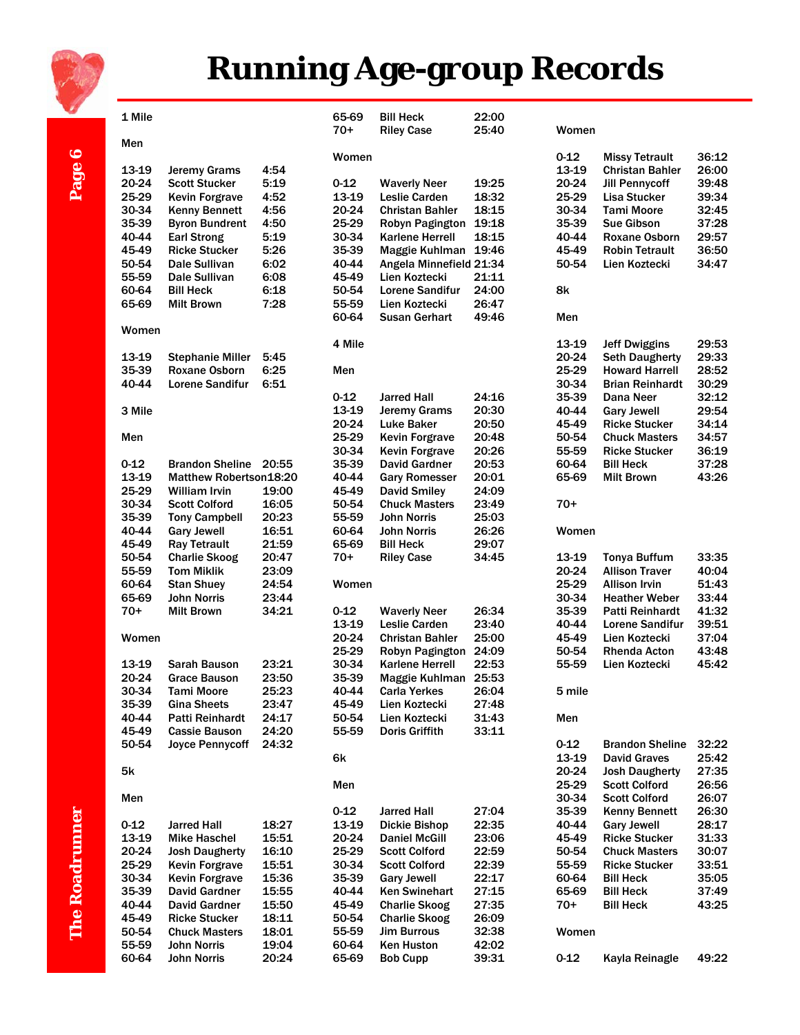# Running Age-group Records

## 1 Mile

### Men

| Age | Name | Time |
|---|---|---|
| 13-19 | Jeremy Grams | 4:54 |
| 20-24 | Scott Stucker | 5:19 |
| 25-29 | Kevin Forgrave | 4:52 |
| 30-34 | Kenny Bennett | 4:56 |
| 35-39 | Byron Bundrent | 4:50 |
| 40-44 | Earl Strong | 5:19 |
| 45-49 | Ricke Stucker | 5:26 |
| 50-54 | Dale Sullivan | 6:02 |
| 55-59 | Dale Sullivan | 6:08 |
| 60-64 | Bill Heck | 6:18 |
| 65-69 | Milt Brown | 7:28 |

### Women

| Age | Name | Time |
|---|---|---|
| 13-19 | Stephanie Miller | 5:45 |
| 35-39 | Roxane Osborn | 6:25 |
| 40-44 | Lorene Sandifur | 6:51 |

## 3 Mile

### Men

| Age | Name | Time |
|---|---|---|
| 0-12 | Brandon Sheline | 20:55 |
| 13-19 | Matthew Robertson | 18:20 |
| 25-29 | William Irvin | 19:00 |
| 30-34 | Scott Colford | 16:05 |
| 35-39 | Tony Campbell | 20:23 |
| 40-44 | Gary Jewell | 16:51 |
| 45-49 | Ray Tetrault | 21:59 |
| 50-54 | Charlie Skoog | 20:47 |
| 55-59 | Tom Miklik | 23:09 |
| 60-64 | Stan Shuey | 24:54 |
| 65-69 | John Norris | 23:44 |
| 70+ | Milt Brown | 34:21 |

### Women

| Age | Name | Time |
|---|---|---|
| 13-19 | Sarah Bauson | 23:21 |
| 20-24 | Grace Bauson | 23:50 |
| 30-34 | Tami Moore | 25:23 |
| 35-39 | Gina Sheets | 23:47 |
| 40-44 | Patti Reinhardt | 24:17 |
| 45-49 | Cassie Bauson | 24:20 |
| 50-54 | Joyce Pennycoff | 24:32 |

## 5k

### Men

| Age | Name | Time |
|---|---|---|
| 0-12 | Jarred Hall | 18:27 |
| 13-19 | Mike Haschel | 15:51 |
| 20-24 | Josh Daugherty | 16:10 |
| 25-29 | Kevin Forgrave | 15:51 |
| 30-34 | Kevin Forgrave | 15:36 |
| 35-39 | David Gardner | 15:55 |
| 40-44 | David Gardner | 15:50 |
| 45-49 | Ricke Stucker | 18:11 |
| 50-54 | Chuck Masters | 18:01 |
| 55-59 | John Norris | 19:04 |
| 60-64 | John Norris | 20:24 |
| 65-69 | Bill Heck | 22:00 |
| 70+ | Riley Case | 25:40 |

### Women

| Age | Name | Time |
|---|---|---|
| 0-12 | Waverly Neer | 19:25 |
| 13-19 | Leslie Carden | 18:32 |
| 20-24 | Christan Bahler | 18:15 |
| 25-29 | Robyn Pagington | 19:18 |
| 30-34 | Karlene Herrell | 18:15 |
| 35-39 | Maggie Kuhlman | 19:46 |
| 40-44 | Angela Minnefield | 21:34 |
| 45-49 | Lien Koztecki | 21:11 |
| 50-54 | Lorene Sandifur | 24:00 |
| 55-59 | Lien Koztecki | 26:47 |
| 60-64 | Susan Gerhart | 49:46 |

## 4 Mile

### Men

| Age | Name | Time |
|---|---|---|
| 0-12 | Jarred Hall | 24:16 |
| 13-19 | Jeremy Grams | 20:30 |
| 20-24 | Luke Baker | 20:50 |
| 25-29 | Kevin Forgrave | 20:48 |
| 30-34 | Kevin Forgrave | 20:26 |
| 35-39 | David Gardner | 20:53 |
| 40-44 | Gary Romesser | 20:01 |
| 45-49 | David Smiley | 24:09 |
| 50-54 | Chuck Masters | 23:49 |
| 55-59 | John Norris | 25:03 |
| 60-64 | John Norris | 26:26 |
| 65-69 | Bill Heck | 29:07 |
| 70+ | Riley Case | 34:45 |

### Women

| Age | Name | Time |
|---|---|---|
| 0-12 | Waverly Neer | 26:34 |
| 13-19 | Leslie Carden | 23:40 |
| 20-24 | Christan Bahler | 25:00 |
| 25-29 | Robyn Pagington | 24:09 |
| 30-34 | Karlene Herrell | 22:53 |
| 35-39 | Maggie Kuhlman | 25:53 |
| 40-44 | Carla Yerkes | 26:04 |
| 45-49 | Lien Koztecki | 27:48 |
| 50-54 | Lien Koztecki | 31:43 |
| 55-59 | Doris Griffith | 33:11 |

## 6k

### Men

| Age | Name | Time |
|---|---|---|
| 0-12 | Jarred Hall | 27:04 |
| 13-19 | Dickie Bishop | 22:35 |
| 20-24 | Daniel McGill | 23:06 |
| 25-29 | Scott Colford | 22:59 |
| 30-34 | Scott Colford | 22:39 |
| 35-39 | Gary Jewell | 22:17 |
| 40-44 | Ken Swinehart | 27:15 |
| 45-49 | Charlie Skoog | 27:35 |
| 50-54 | Charlie Skoog | 26:09 |
| 55-59 | Jim Burrous | 32:38 |
| 60-64 | Ken Huston | 42:02 |
| 65-69 | Bob Cupp | 39:31 |

### Women

| Age | Name | Time |
|---|---|---|
| 0-12 | Missy Tetrault | 36:12 |
| 13-19 | Christan Bahler | 26:00 |
| 20-24 | Jill Pennycoff | 39:48 |
| 25-29 | Lisa Stucker | 39:34 |
| 30-34 | Tami Moore | 32:45 |
| 35-39 | Sue Gibson | 37:28 |
| 40-44 | Roxane Osborn | 29:57 |
| 45-49 | Robin Tetrault | 36:50 |
| 50-54 | Lien Koztecki | 34:47 |

## 8k

### Men

| Age | Name | Time |
|---|---|---|
| 13-19 | Jeff Dwiggins | 29:53 |
| 20-24 | Seth Daugherty | 29:33 |
| 25-29 | Howard Harrell | 28:52 |
| 30-34 | Brian Reinhardt | 30:29 |
| 35-39 | Dana Neer | 32:12 |
| 40-44 | Gary Jewell | 29:54 |
| 45-49 | Ricke Stucker | 34:14 |
| 50-54 | Chuck Masters | 34:57 |
| 55-59 | Ricke Stucker | 36:19 |
| 60-64 | Bill Heck | 37:28 |
| 65-69 | Milt Brown | 43:26 |
| 70+ | | |

### Women

| Age | Name | Time |
|---|---|---|
| 13-19 | Tonya Buffum | 33:35 |
| 20-24 | Allison Traver | 40:04 |
| 25-29 | Allison Irvin | 51:43 |
| 30-34 | Heather Weber | 33:44 |
| 35-39 | Patti Reinhardt | 41:32 |
| 40-44 | Lorene Sandifur | 39:51 |
| 45-49 | Lien Koztecki | 37:04 |
| 50-54 | Rhenda Acton | 43:48 |
| 55-59 | Lien Koztecki | 45:42 |

## 5 mile

### Men

| Age | Name | Time |
|---|---|---|
| 0-12 | Brandon Sheline | 32:22 |
| 13-19 | David Graves | 25:42 |
| 20-24 | Josh Daugherty | 27:35 |
| 25-29 | Scott Colford | 26:56 |
| 30-34 | Scott Colford | 26:07 |
| 35-39 | Kenny Bennett | 26:30 |
| 40-44 | Gary Jewell | 28:17 |
| 45-49 | Ricke Stucker | 31:33 |
| 50-54 | Chuck Masters | 30:07 |
| 55-59 | Ricke Stucker | 33:51 |
| 60-64 | Bill Heck | 35:05 |
| 65-69 | Bill Heck | 37:49 |
| 70+ | Bill Heck | 43:25 |

### Women

| Age | Name | Time |
|---|---|---|
| 0-12 | Kayla Reinagle | 49:22 |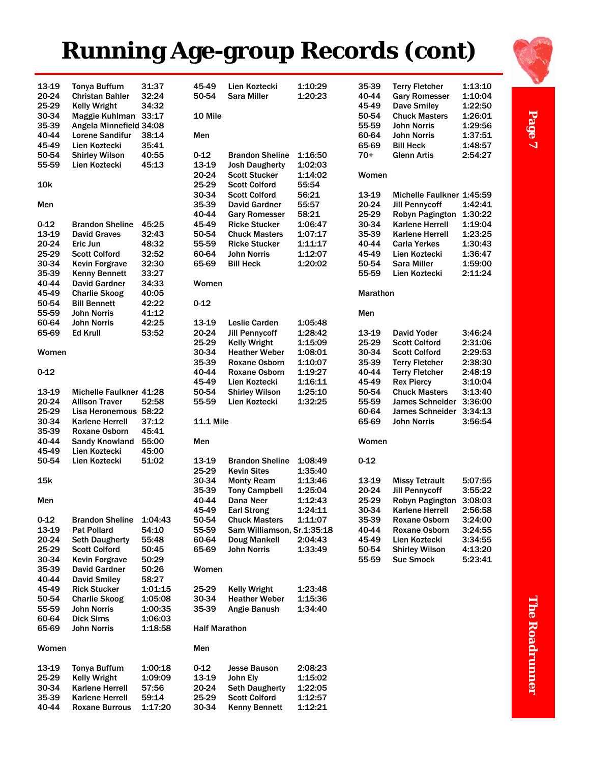# Running Age-group Records (cont)

| | | |
|---|---|---|
| 13-19 | Tonya Buffum | 31:37 |
| 20-24 | Christan Bahler | 32:24 |
| 25-29 | Kelly Wright | 34:32 |
| 30-34 | Maggie Kuhlman | 33:17 |
| 35-39 | Angela Minnefield | 34:08 |
| 40-44 | Lorene Sandifur | 38:14 |
| 45-49 | Lien Koztecki | 35:41 |
| 50-54 | Shirley Wilson | 40:55 |
| 55-59 | Lien Koztecki | 45:13 |

## 10k

### Men

| | | |
|---|---|---|
| 0-12 | Brandon Sheline | 45:25 |
| 13-19 | David Graves | 32:43 |
| 20-24 | Eric Jun | 48:32 |
| 25-29 | Scott Colford | 32:52 |
| 30-34 | Kevin Forgrave | 32:30 |
| 35-39 | Kenny Bennett | 33:27 |
| 40-44 | David Gardner | 34:33 |
| 45-49 | Charlie Skoog | 40:05 |
| 50-54 | Bill Bennett | 42:22 |
| 55-59 | John Norris | 41:12 |
| 60-64 | John Norris | 42:25 |
| 65-69 | Ed Krull | 53:52 |

### Women

0-12

| | | |
|---|---|---|
| 13-19 | Michelle Faulkner | 41:28 |
| 20-24 | Allison Traver | 52:58 |
| 25-29 | Lisa Heronemous | 58:22 |
| 30-34 | Karlene Herrell | 37:12 |
| 35-39 | Roxane Osborn | 45:41 |
| 40-44 | Sandy Knowland | 55:00 |
| 45-49 | Lien Koztecki | 45:00 |
| 50-54 | Lien Koztecki | 51:02 |

## 15k

### Men

| | | |
|---|---|---|
| 0-12 | Brandon Sheline | 1:04:43 |
| 13-19 | Pat Pollard | 54:10 |
| 20-24 | Seth Daugherty | 55:48 |
| 25-29 | Scott Colford | 50:45 |
| 30-34 | Kevin Forgrave | 50:29 |
| 35-39 | David Gardner | 50:26 |
| 40-44 | David Smiley | 58:27 |
| 45-49 | Rick Stucker | 1:01:15 |
| 50-54 | Charlie Skoog | 1:05:08 |
| 55-59 | John Norris | 1:00:35 |
| 60-64 | Dick Sims | 1:06:03 |
| 65-69 | John Norris | 1:18:58 |

### Women

| | | |
|---|---|---|
| 13-19 | Tonya Buffum | 1:00:18 |
| 25-29 | Kelly Wright | 1:09:09 |
| 30-34 | Karlene Herrell | 57:56 |
| 35-39 | Karlene Herrell | 59:14 |
| 40-44 | Roxane Burrous | 1:17:20 |
| 45-49 | Lien Koztecki | 1:10:29 |
| 50-54 | Sara Miller | 1:20:23 |

## 10 Mile

### Men

| | | |
|---|---|---|
| 0-12 | Brandon Sheline | 1:16:50 |
| 13-19 | Josh Daugherty | 1:02:03 |
| 20-24 | Scott Stucker | 1:14:02 |
| 25-29 | Scott Colford | 55:54 |
| 30-34 | Scott Colford | 56:21 |
| 35-39 | David Gardner | 55:57 |
| 40-44 | Gary Romesser | 58:21 |
| 45-49 | Ricke Stucker | 1:06:47 |
| 50-54 | Chuck Masters | 1:07:17 |
| 55-59 | Ricke Stucker | 1:11:17 |
| 60-64 | John Norris | 1:12:07 |
| 65-69 | Bill Heck | 1:20:02 |

### Women

0-12

| | | |
|---|---|---|
| 13-19 | Leslie Carden | 1:05:48 |
| 20-24 | Jill Pennycoff | 1:28:42 |
| 25-29 | Kelly Wright | 1:15:09 |
| 30-34 | Heather Weber | 1:08:01 |
| 35-39 | Roxane Osborn | 1:10:07 |
| 40-44 | Roxane Osborn | 1:19:27 |
| 45-49 | Lien Koztecki | 1:16:11 |
| 50-54 | Shirley Wilson | 1:25:10 |
| 55-59 | Lien Koztecki | 1:32:25 |

## 11.1 Mile

### Men

| | | |
|---|---|---|
| 13-19 | Brandon Sheline | 1:08:49 |
| 25-29 | Kevin Sites | 1:35:40 |
| 30-34 | Monty Ream | 1:13:46 |
| 35-39 | Tony Campbell | 1:25:04 |
| 40-44 | Dana Neer | 1:12:43 |
| 45-49 | Earl Strong | 1:24:11 |
| 50-54 | Chuck Masters | 1:11:07 |
| 55-59 | Sam Williamson, Sr. | 1:35:18 |
| 60-64 | Doug Mankell | 2:04:43 |
| 65-69 | John Norris | 1:33:49 |

### Women

| | | |
|---|---|---|
| 25-29 | Kelly Wright | 1:23:48 |
| 30-34 | Heather Weber | 1:15:36 |
| 35-39 | Angie Banush | 1:34:40 |

## Half Marathon

### Men

| | | |
|---|---|---|
| 0-12 | Jesse Bauson | 2:08:23 |
| 13-19 | John Ely | 1:15:02 |
| 20-24 | Seth Daugherty | 1:22:05 |
| 25-29 | Scott Colford | 1:12:57 |
| 30-34 | Kenny Bennett | 1:12:21 |
| 35-39 | Terry Fletcher | 1:13:10 |
| 40-44 | Gary Romesser | 1:10:04 |
| 45-49 | Dave Smiley | 1:22:50 |
| 50-54 | Chuck Masters | 1:26:01 |
| 55-59 | John Norris | 1:29:56 |
| 60-64 | John Norris | 1:37:51 |
| 65-69 | Bill Heck | 1:48:57 |
| 70+ | Glenn Artis | 2:54:27 |

### Women

| | | |
|---|---|---|
| 13-19 | Michelle Faulkner | 1:45:59 |
| 20-24 | Jill Pennycoff | 1:42:41 |
| 25-29 | Robyn Pagington | 1:30:22 |
| 30-34 | Karlene Herrell | 1:19:04 |
| 35-39 | Karlene Herrell | 1:23:25 |
| 40-44 | Carla Yerkes | 1:30:43 |
| 45-49 | Lien Koztecki | 1:36:47 |
| 50-54 | Sara Miller | 1:59:00 |
| 55-59 | Lien Koztecki | 2:11:24 |

## Marathon

### Men

| | | |
|---|---|---|
| 13-19 | David Yoder | 3:46:24 |
| 25-29 | Scott Colford | 2:31:06 |
| 30-34 | Scott Colford | 2:29:53 |
| 35-39 | Terry Fletcher | 2:38:30 |
| 40-44 | Terry Fletcher | 2:48:19 |
| 45-49 | Rex Piercy | 3:10:04 |
| 50-54 | Chuck Masters | 3:13:40 |
| 55-59 | James Schneider | 3:36:00 |
| 60-64 | James Schneider | 3:34:13 |
| 65-69 | John Norris | 3:56:54 |

### Women

0-12

| | | |
|---|---|---|
| 13-19 | Missy Tetrault | 5:07:55 |
| 20-24 | Jill Pennycoff | 3:55:22 |
| 25-29 | Robyn Pagington | 3:08:03 |
| 30-34 | Karlene Herrell | 2:56:58 |
| 35-39 | Roxane Osborn | 3:24:00 |
| 40-44 | Roxane Osborn | 3:24:55 |
| 45-49 | Lien Koztecki | 3:34:55 |
| 50-54 | Shirley Wilson | 4:13:20 |
| 55-59 | Sue Smock | 5:23:41 |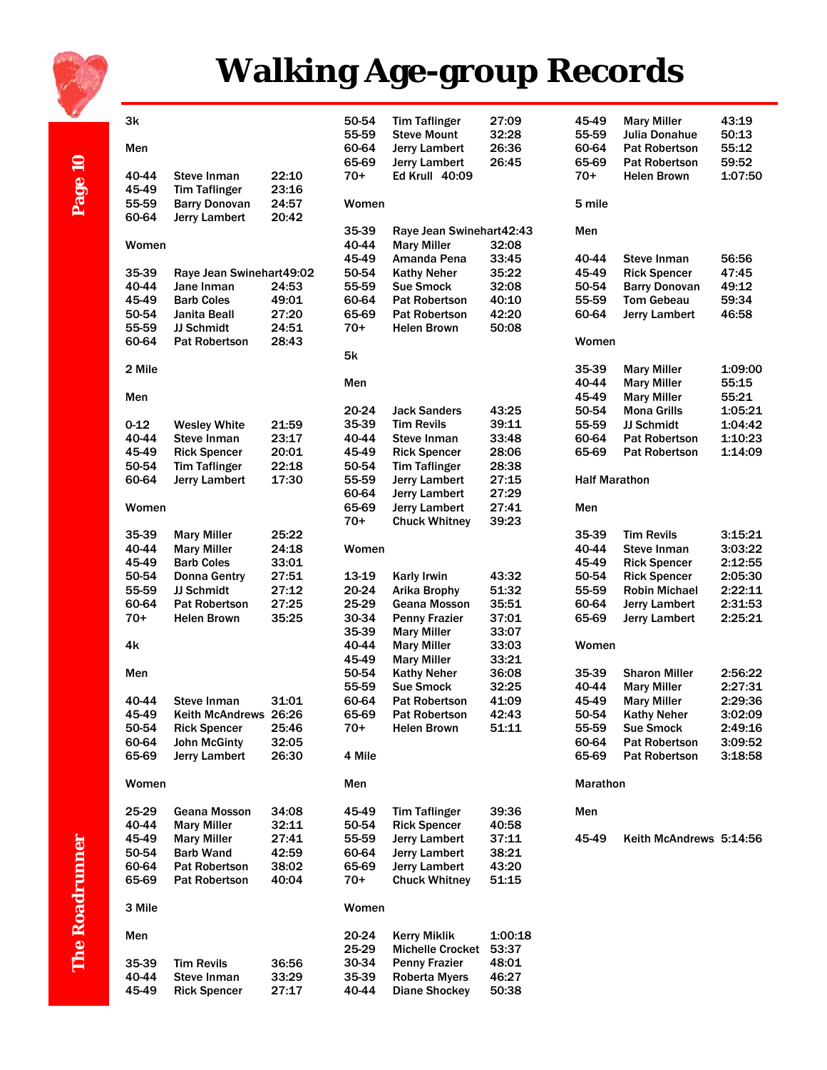# Walking Age-group Records

## 3k

**Men**

| Age | Name | Time |
|---|---|---|
| 40-44 | Steve Inman | 22:10 |
| 45-49 | Tim Taflinger | 23:16 |
| 55-59 | Barry Donovan | 24:57 |
| 60-64 | Jerry Lambert | 20:42 |

**Women**

| Age | Name | Time |
|---|---|---|
| 35-39 | Raye Jean Swinehart | 49:02 |
| 40-44 | Jane Inman | 24:53 |
| 45-49 | Barb Coles | 49:01 |
| 50-54 | Janita Beall | 27:20 |
| 55-59 | JJ Schmidt | 24:51 |
| 60-64 | Pat Robertson | 28:43 |

## 2 Mile

**Men**

| Age | Name | Time |
|---|---|---|
| 0-12 | Wesley White | 21:59 |
| 40-44 | Steve Inman | 23:17 |
| 45-49 | Rick Spencer | 20:01 |
| 50-54 | Tim Taflinger | 22:18 |
| 60-64 | Jerry Lambert | 17:30 |

**Women**

| Age | Name | Time |
|---|---|---|
| 35-39 | Mary Miller | 25:22 |
| 40-44 | Mary Miller | 24:18 |
| 45-49 | Barb Coles | 33:01 |
| 50-54 | Donna Gentry | 27:51 |
| 55-59 | JJ Schmidt | 27:12 |
| 60-64 | Pat Robertson | 27:25 |
| 70+ | Helen Brown | 35:25 |

## 4k

**Men**

| Age | Name | Time |
|---|---|---|
| 40-44 | Steve Inman | 31:01 |
| 45-49 | Keith McAndrews | 26:26 |
| 50-54 | Rick Spencer | 25:46 |
| 60-64 | John McGinty | 32:05 |
| 65-69 | Jerry Lambert | 26:30 |

**Women**

| Age | Name | Time |
|---|---|---|
| 25-29 | Geana Mosson | 34:08 |
| 40-44 | Mary Miller | 32:11 |
| 45-49 | Mary Miller | 27:41 |
| 50-54 | Barb Wand | 42:59 |
| 60-64 | Pat Robertson | 38:02 |
| 65-69 | Pat Robertson | 40:04 |

## 3 Mile

**Men**

| Age | Name | Time |
|---|---|---|
| 35-39 | Tim Revils | 36:56 |
| 40-44 | Steve Inman | 33:29 |
| 45-49 | Rick Spencer | 27:17 |
| 50-54 | Tim Taflinger | 27:09 |
| 55-59 | Steve Mount | 32:28 |
| 60-64 | Jerry Lambert | 26:36 |
| 65-69 | Jerry Lambert | 26:45 |
| 70+ | Ed Krull | 40:09 |

**Women**

| Age | Name | Time |
|---|---|---|
| 35-39 | Raye Jean Swinehart | 42:43 |
| 40-44 | Mary Miller | 32:08 |
| 45-49 | Amanda Pena | 33:45 |
| 50-54 | Kathy Neher | 35:22 |
| 55-59 | Sue Smock | 32:08 |
| 60-64 | Pat Robertson | 40:10 |
| 65-69 | Pat Robertson | 42:20 |
| 70+ | Helen Brown | 50:08 |

## 5k

**Men**

| Age | Name | Time |
|---|---|---|
| 20-24 | Jack Sanders | 43:25 |
| 35-39 | Tim Revils | 39:11 |
| 40-44 | Steve Inman | 33:48 |
| 45-49 | Rick Spencer | 28:06 |
| 50-54 | Tim Taflinger | 28:38 |
| 55-59 | Jerry Lambert | 27:15 |
| 60-64 | Jerry Lambert | 27:29 |
| 65-69 | Jerry Lambert | 27:41 |
| 70+ | Chuck Whitney | 39:23 |

**Women**

| Age | Name | Time |
|---|---|---|
| 13-19 | Karly Irwin | 43:32 |
| 20-24 | Arika Brophy | 51:32 |
| 25-29 | Geana Mosson | 35:51 |
| 30-34 | Penny Frazier | 37:01 |
| 35-39 | Mary Miller | 33:07 |
| 40-44 | Mary Miller | 33:03 |
| 45-49 | Mary Miller | 33:21 |
| 50-54 | Kathy Neher | 36:08 |
| 55-59 | Sue Smock | 32:25 |
| 60-64 | Pat Robertson | 41:09 |
| 65-69 | Pat Robertson | 42:43 |
| 70+ | Helen Brown | 51:11 |

## 4 Mile

**Men**

| Age | Name | Time |
|---|---|---|
| 45-49 | Tim Taflinger | 39:36 |
| 50-54 | Rick Spencer | 40:58 |
| 55-59 | Jerry Lambert | 37:11 |
| 60-64 | Jerry Lambert | 38:21 |
| 65-69 | Jerry Lambert | 43:20 |
| 70+ | Chuck Whitney | 51:15 |

**Women**

| Age | Name | Time |
|---|---|---|
| 20-24 | Kerry Miklik | 1:00:18 |
| 25-29 | Michelle Crocket | 53:37 |
| 30-34 | Penny Frazier | 48:01 |
| 35-39 | Roberta Myers | 46:27 |
| 40-44 | Diane Shockey | 50:38 |
| 45-49 | Mary Miller | 43:19 |
| 55-59 | Julia Donahue | 50:13 |
| 60-64 | Pat Robertson | 55:12 |
| 65-69 | Pat Robertson | 59:52 |
| 70+ | Helen Brown | 1:07:50 |

## 5 mile

**Men**

| Age | Name | Time |
|---|---|---|
| 40-44 | Steve Inman | 56:56 |
| 45-49 | Rick Spencer | 47:45 |
| 50-54 | Barry Donovan | 49:12 |
| 55-59 | Tom Gebeau | 59:34 |
| 60-64 | Jerry Lambert | 46:58 |

**Women**

| Age | Name | Time |
|---|---|---|
| 35-39 | Mary Miller | 1:09:00 |
| 40-44 | Mary Miller | 55:15 |
| 45-49 | Mary Miller | 55:21 |
| 50-54 | Mona Grills | 1:05:21 |
| 55-59 | JJ Schmidt | 1:04:42 |
| 60-64 | Pat Robertson | 1:10:23 |
| 65-69 | Pat Robertson | 1:14:09 |

## Half Marathon

**Men**

| Age | Name | Time |
|---|---|---|
| 35-39 | Tim Revils | 3:15:21 |
| 40-44 | Steve Inman | 3:03:22 |
| 45-49 | Rick Spencer | 2:12:55 |
| 50-54 | Rick Spencer | 2:05:30 |
| 55-59 | Robin Michael | 2:22:11 |
| 60-64 | Jerry Lambert | 2:31:53 |
| 65-69 | Jerry Lambert | 2:25:21 |

**Women**

| Age | Name | Time |
|---|---|---|
| 35-39 | Sharon Miller | 2:56:22 |
| 40-44 | Mary Miller | 2:27:31 |
| 45-49 | Mary Miller | 2:29:36 |
| 50-54 | Kathy Neher | 3:02:09 |
| 55-59 | Sue Smock | 2:49:16 |
| 60-64 | Pat Robertson | 3:09:52 |
| 65-69 | Pat Robertson | 3:18:58 |

## Marathon

**Men**

| Age | Name | Time |
|---|---|---|
| 45-49 | Keith McAndrews | 5:14:56 |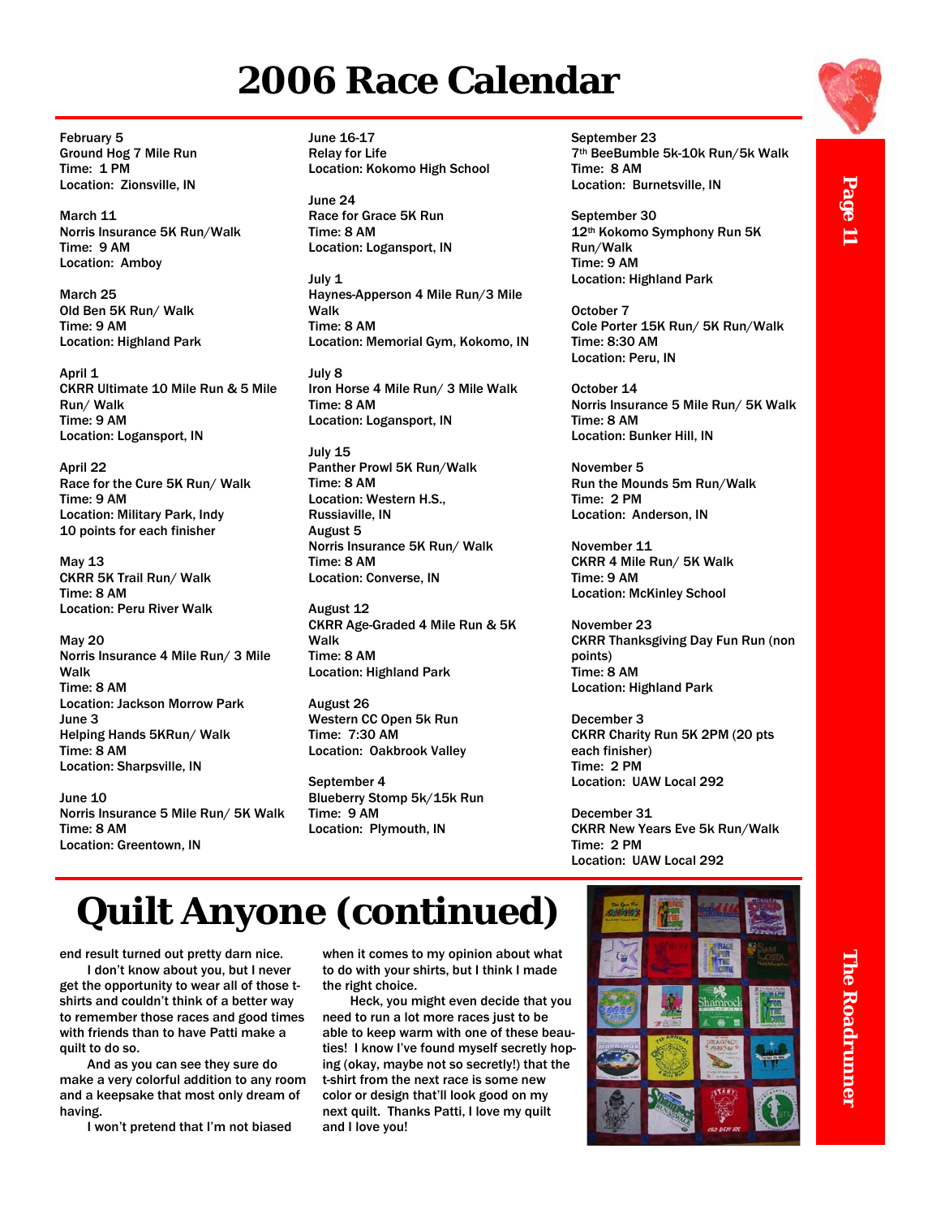# 2006 Race Calendar

February 5
Ground Hog 7 Mile Run
Time: 1 PM
Location: Zionsville, IN

March 11
Norris Insurance 5K Run/Walk
Time: 9 AM
Location: Amboy

March 25
Old Ben 5K Run/ Walk
Time: 9 AM
Location: Highland Park

April 1
CKRR Ultimate 10 Mile Run & 5 Mile Run/ Walk
Time: 9 AM
Location: Logansport, IN

April 22
Race for the Cure 5K Run/ Walk
Time: 9 AM
Location: Military Park, Indy
10 points for each finisher

May 13
CKRR 5K Trail Run/ Walk
Time: 8 AM
Location: Peru River Walk

May 20
Norris Insurance 4 Mile Run/ 3 Mile Walk
Time: 8 AM
Location: Jackson Morrow Park

June 3
Helping Hands 5KRun/ Walk
Time: 8 AM
Location: Sharpsville, IN

June 10
Norris Insurance 5 Mile Run/ 5K Walk
Time: 8 AM
Location: Greentown, IN

June 16-17
Relay for Life
Location: Kokomo High School

June 24
Race for Grace 5K Run
Time: 8 AM
Location: Logansport, IN

July 1
Haynes-Apperson 4 Mile Run/3 Mile Walk
Time: 8 AM
Location: Memorial Gym, Kokomo, IN

July 8
Iron Horse 4 Mile Run/ 3 Mile Walk
Time: 8 AM
Location: Logansport, IN

July 15
Panther Prowl 5K Run/Walk
Time: 8 AM
Location: Western H.S., Russiaville, IN

August 5
Norris Insurance 5K Run/ Walk
Time: 8 AM
Location: Converse, IN

August 12
CKRR Age-Graded 4 Mile Run & 5K Walk
Time: 8 AM
Location: Highland Park

August 26
Western CC Open 5k Run
Time: 7:30 AM
Location: Oakbrook Valley

September 4
Blueberry Stomp 5k/15k Run
Time: 9 AM
Location: Plymouth, IN

September 23
7th BeeBumble 5k-10k Run/5k Walk
Time: 8 AM
Location: Burnetsville, IN

September 30
12th Kokomo Symphony Run 5K Run/Walk
Time: 9 AM
Location: Highland Park

October 7
Cole Porter 15K Run/ 5K Run/Walk
Time: 8:30 AM
Location: Peru, IN

October 14
Norris Insurance 5 Mile Run/ 5K Walk
Time: 8 AM
Location: Bunker Hill, IN

November 5
Run the Mounds 5m Run/Walk
Time: 2 PM
Location: Anderson, IN

November 11
CKRR 4 Mile Run/ 5K Walk
Time: 9 AM
Location: McKinley School

November 23
CKRR Thanksgiving Day Fun Run (non points)
Time: 8 AM
Location: Highland Park

December 3
CKRR Charity Run 5K 2PM (20 pts each finisher)
Time: 2 PM
Location: UAW Local 292

December 31
CKRR New Years Eve 5k Run/Walk
Time: 2 PM
Location: UAW Local 292

# Quilt Anyone (continued)

end result turned out pretty darn nice.

I don't know about you, but I never get the opportunity to wear all of those t-shirts and couldn't think of a better way to remember those races and good times with friends than to have Patti make a quilt to do so.

And as you can see they sure do make a very colorful addition to any room and a keepsake that most only dream of having.

I won't pretend that I'm not biased when it comes to my opinion about what to do with your shirts, but I think I made the right choice.

Heck, you might even decide that you need to run a lot more races just to be able to keep warm with one of these beauties! I know I've found myself secretly hoping (okay, maybe not so secretly!) that the t-shirt from the next race is some new color or design that'll look good on my next quilt. Thanks Patti, I love my quilt and I love you!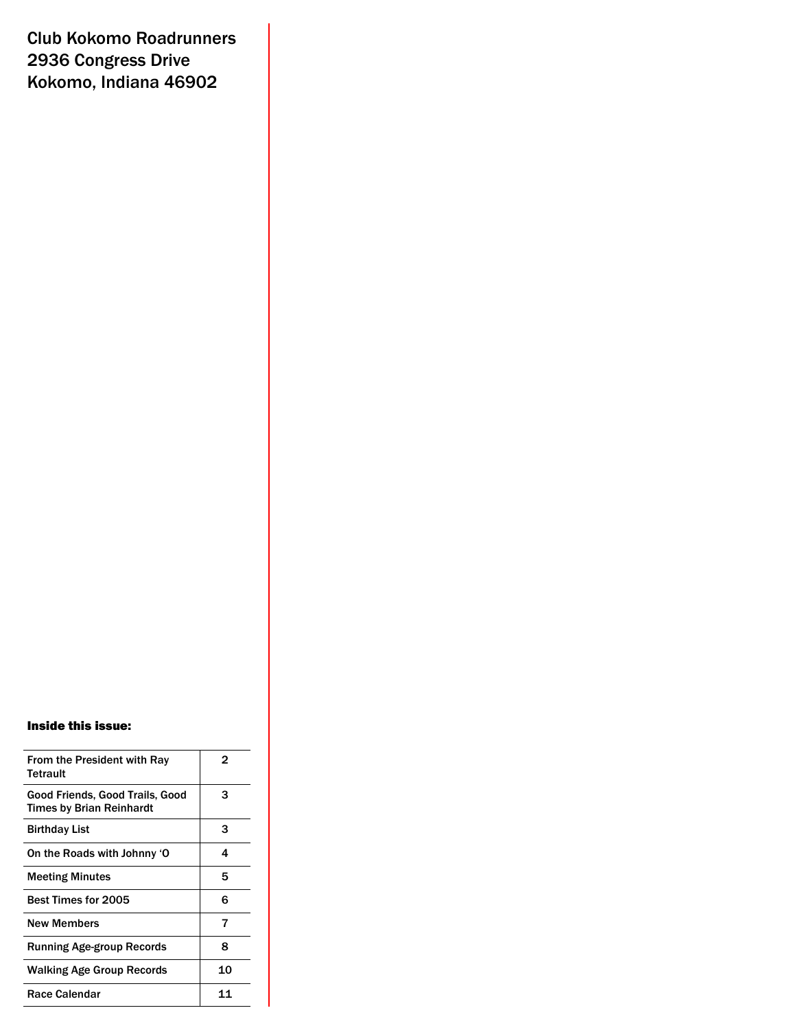Club Kokomo Roadrunners
2936 Congress Drive
Kokomo, Indiana 46902

**Inside this issue:**

| | |
|---|---|
| From the President with Ray Tetrault | 2 |
| Good Friends, Good Trails, Good Times by Brian Reinhardt | 3 |
| Birthday List | 3 |
| On the Roads with Johnny 'O | 4 |
| Meeting Minutes | 5 |
| Best Times for 2005 | 6 |
| New Members | 7 |
| Running Age-group Records | 8 |
| Walking Age Group Records | 10 |
| Race Calendar | 11 |